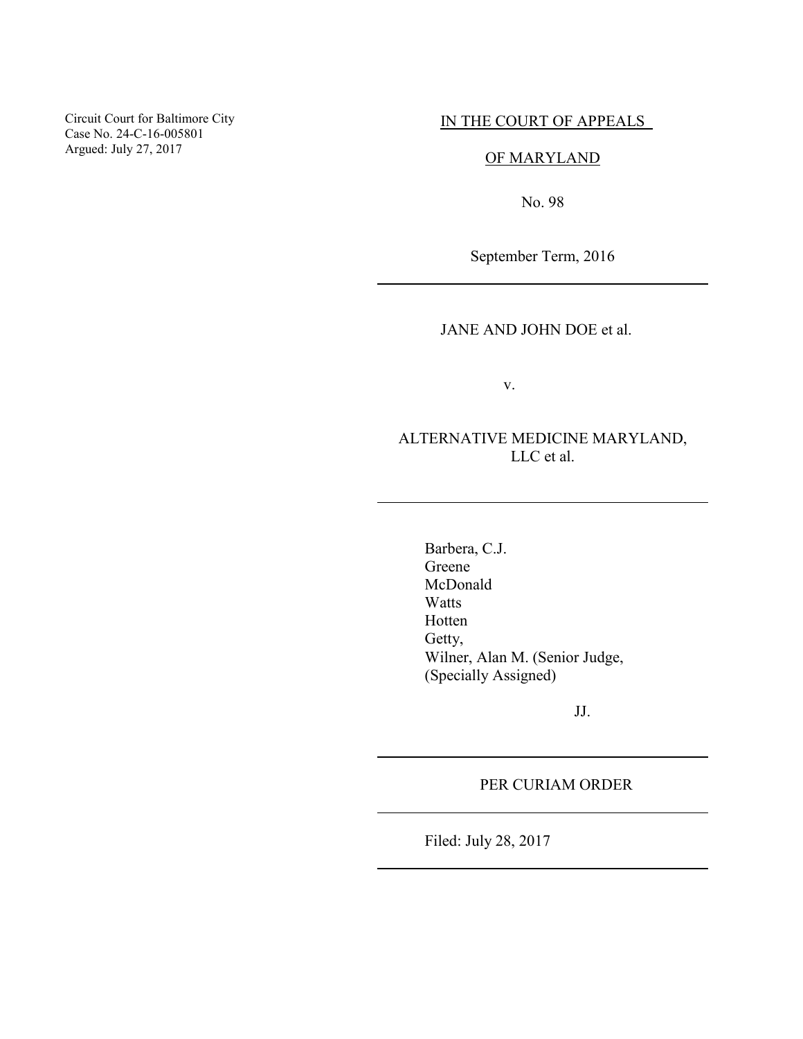Circuit Court for Baltimore City
Case No. 24-C-16-005801
Argued: July 27, 2017

IN THE COURT OF APPEALS

OF MARYLAND

No. 98

September Term, 2016

---

JANE AND JOHN DOE et al.

v.

ALTERNATIVE MEDICINE MARYLAND, LLC et al.

---

Barbera, C.J.
Greene
McDonald
Watts
Hotten
Getty,
Wilner, Alan M. (Senior Judge, (Specially Assigned)

JJ.

---

PER CURIAM ORDER

---

Filed: July 28, 2017

---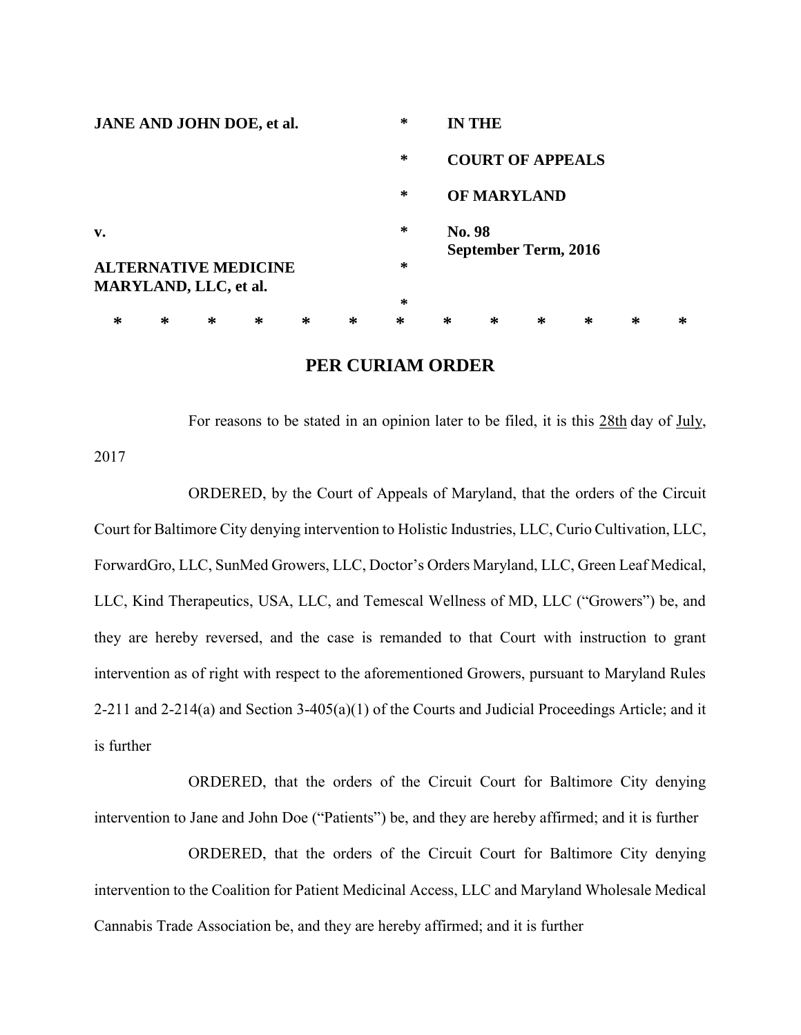| JANE AND JOHN DOE, et al. | * | IN THE |
|---|---|---|
| | * | COURT OF APPEALS |
| | * | OF MARYLAND |
| v. | * | No. 98 September Term, 2016 |
| ALTERNATIVE MEDICINE MARYLAND, LLC, et al. | * | |
| | * | |

\*   \*   \*   \*   \*   \*   \*   \*   \*   \*   \*   \*   \*

## PER CURIAM ORDER

For reasons to be stated in an opinion later to be filed, it is this 28th day of July, 2017

ORDERED, by the Court of Appeals of Maryland, that the orders of the Circuit Court for Baltimore City denying intervention to Holistic Industries, LLC, Curio Cultivation, LLC, ForwardGro, LLC, SunMed Growers, LLC, Doctor's Orders Maryland, LLC, Green Leaf Medical, LLC, Kind Therapeutics, USA, LLC, and Temescal Wellness of MD, LLC ("Growers") be, and they are hereby reversed, and the case is remanded to that Court with instruction to grant intervention as of right with respect to the aforementioned Growers, pursuant to Maryland Rules 2-211 and 2-214(a) and Section 3-405(a)(1) of the Courts and Judicial Proceedings Article; and it is further

ORDERED, that the orders of the Circuit Court for Baltimore City denying intervention to Jane and John Doe ("Patients") be, and they are hereby affirmed; and it is further

ORDERED, that the orders of the Circuit Court for Baltimore City denying intervention to the Coalition for Patient Medicinal Access, LLC and Maryland Wholesale Medical Cannabis Trade Association be, and they are hereby affirmed; and it is further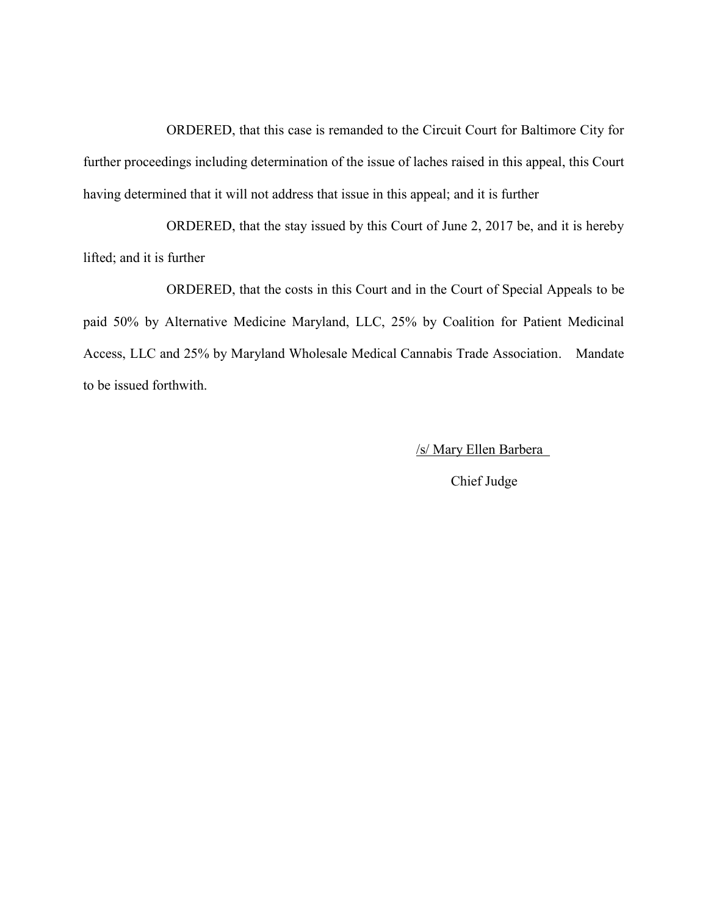ORDERED, that this case is remanded to the Circuit Court for Baltimore City for further proceedings including determination of the issue of laches raised in this appeal, this Court having determined that it will not address that issue in this appeal; and it is further

ORDERED, that the stay issued by this Court of June 2, 2017 be, and it is hereby lifted; and it is further

ORDERED, that the costs in this Court and in the Court of Special Appeals to be paid 50% by Alternative Medicine Maryland, LLC, 25% by Coalition for Patient Medicinal Access, LLC and 25% by Maryland Wholesale Medical Cannabis Trade Association. Mandate to be issued forthwith.

/s/ Mary Ellen Barbera

Chief Judge